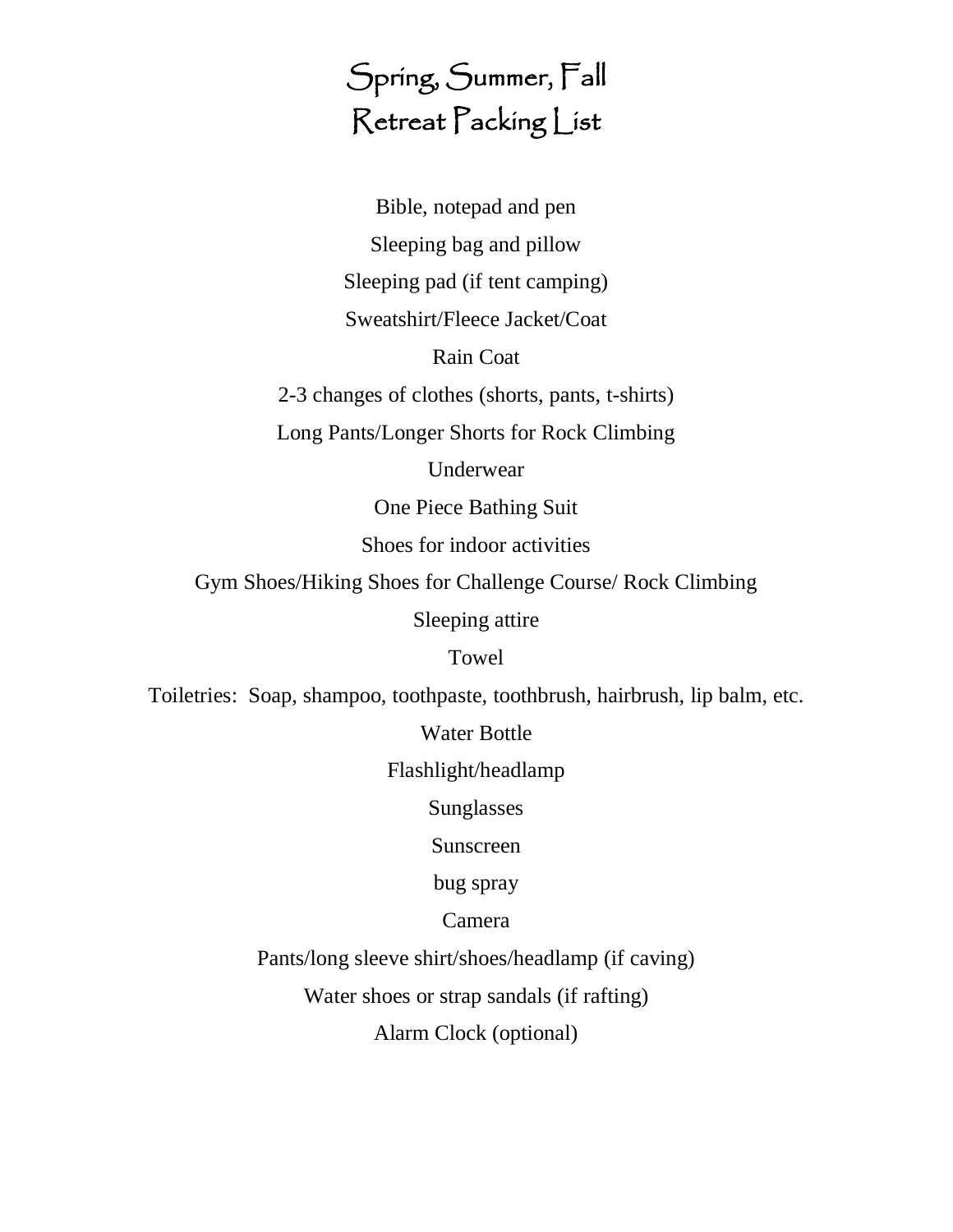# Spring, Summer, Fall
# Retreat Packing List

Bible, notepad and pen

Sleeping bag and pillow

Sleeping pad (if tent camping)

Sweatshirt/Fleece Jacket/Coat

Rain Coat

2-3 changes of clothes (shorts, pants, t-shirts)

Long Pants/Longer Shorts for Rock Climbing

Underwear

One Piece Bathing Suit

Shoes for indoor activities

Gym Shoes/Hiking Shoes for Challenge Course/ Rock Climbing

Sleeping attire

Towel

Toiletries: Soap, shampoo, toothpaste, toothbrush, hairbrush, lip balm, etc.

Water Bottle

Flashlight/headlamp

Sunglasses

Sunscreen

bug spray

Camera

Pants/long sleeve shirt/shoes/headlamp (if caving)

Water shoes or strap sandals (if rafting)

Alarm Clock (optional)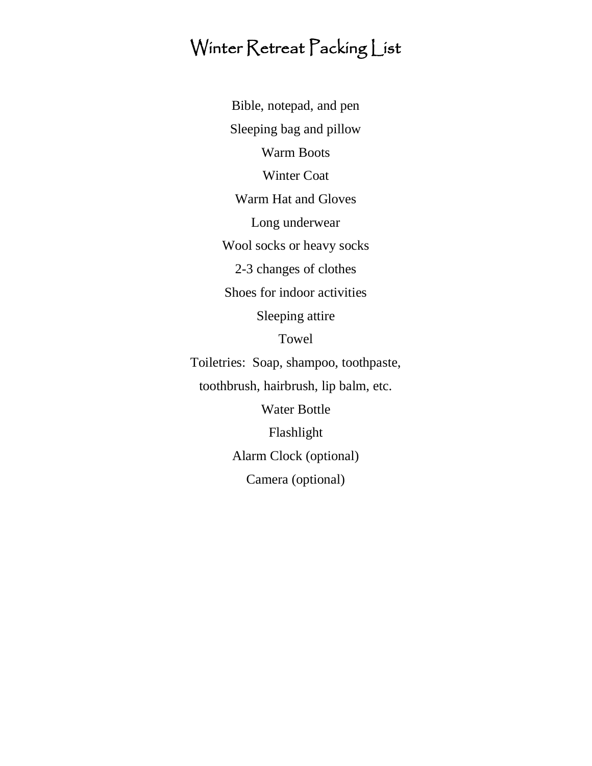# Winter Retreat Packing List

Bible, notepad, and pen

Sleeping bag and pillow

Warm Boots

Winter Coat

Warm Hat and Gloves

Long underwear

Wool socks or heavy socks

2-3 changes of clothes

Shoes for indoor activities

Sleeping attire

Towel

Toiletries: Soap, shampoo, toothpaste, toothbrush, hairbrush, lip balm, etc.

Water Bottle

Flashlight

Alarm Clock (optional)

Camera (optional)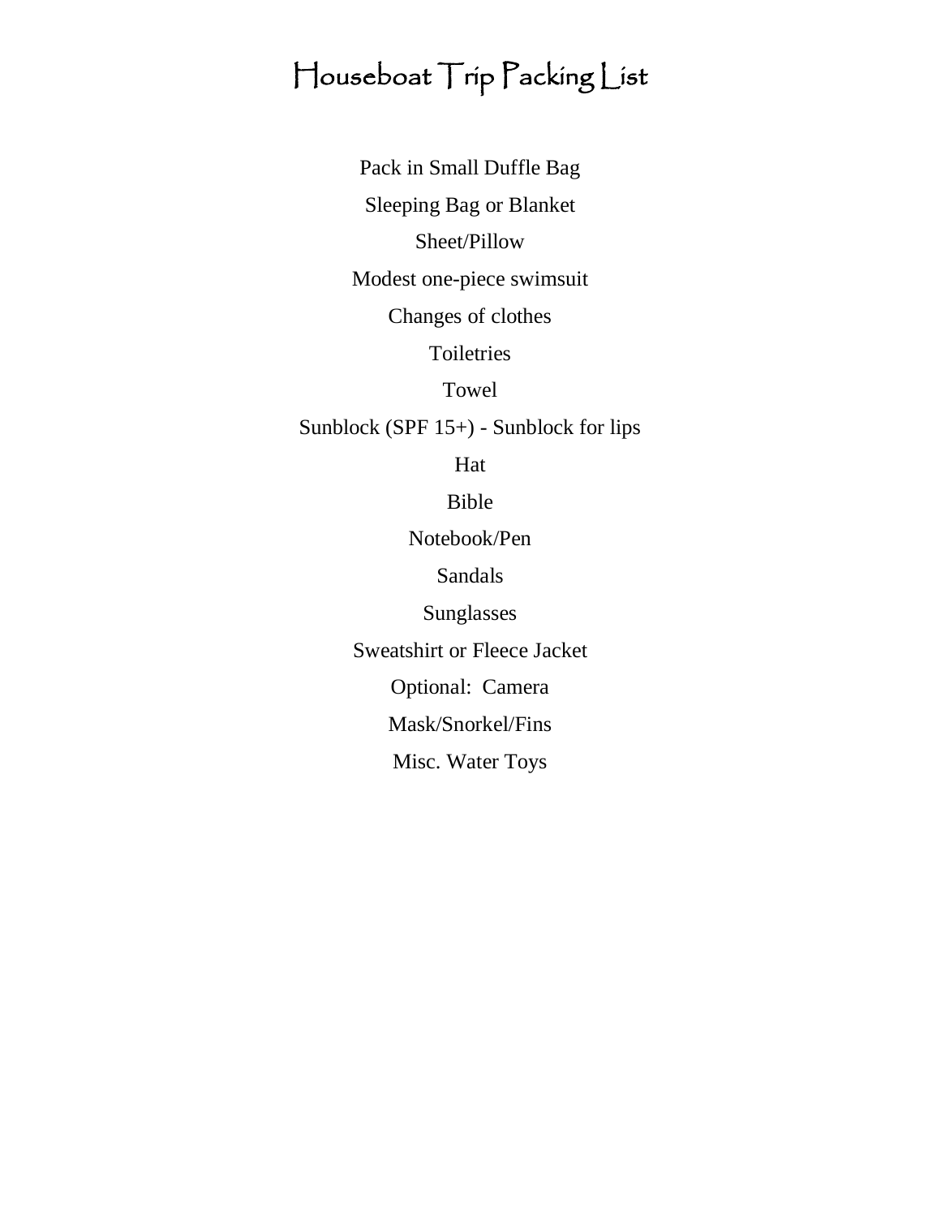# Houseboat Trip Packing List

Pack in Small Duffle Bag

Sleeping Bag or Blanket

Sheet/Pillow

Modest one-piece swimsuit

Changes of clothes

Toiletries

Towel

Sunblock (SPF 15+) - Sunblock for lips

Hat

Bible

Notebook/Pen

Sandals

Sunglasses

Sweatshirt or Fleece Jacket

Optional: Camera

Mask/Snorkel/Fins

Misc. Water Toys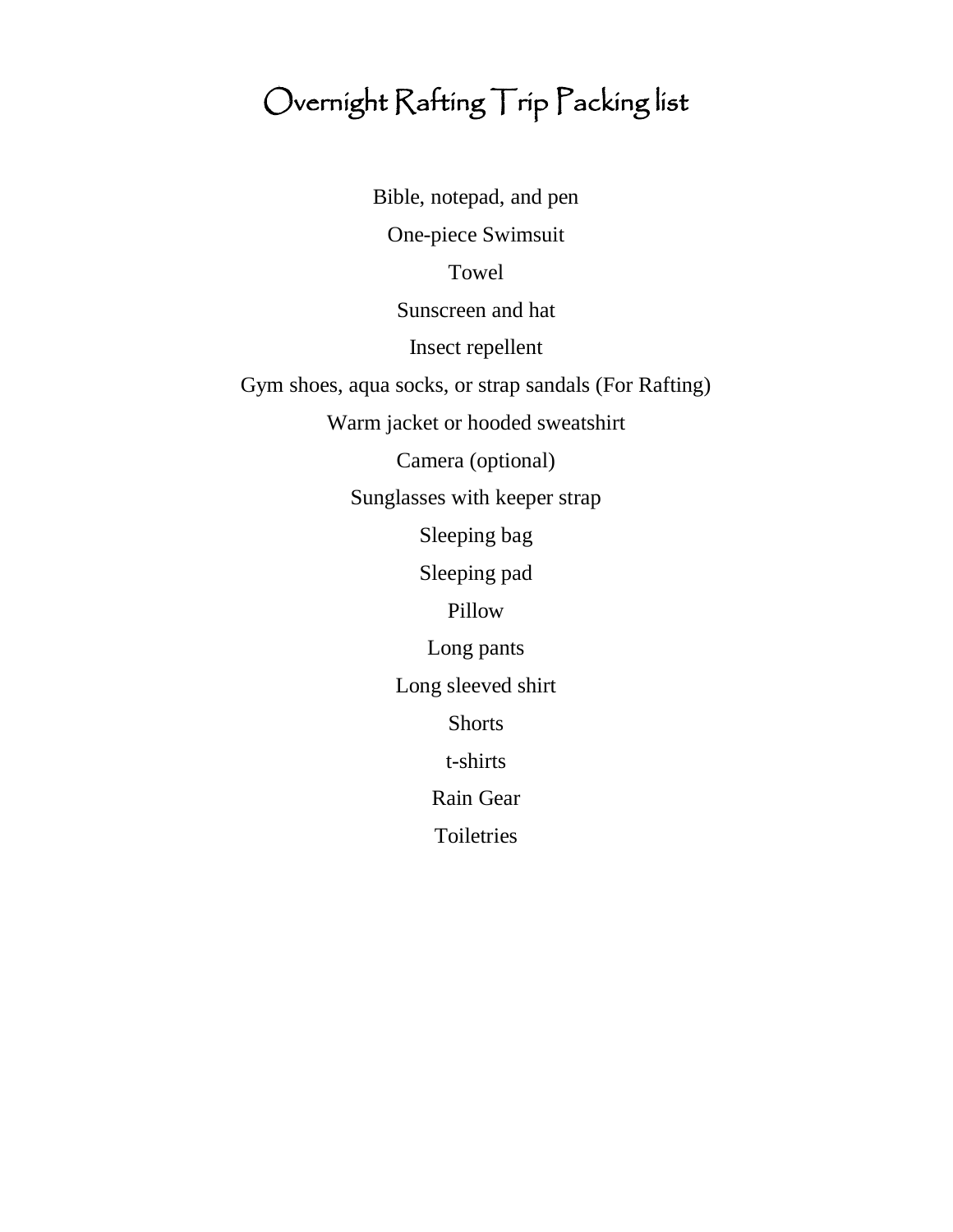# Overnight Rafting Trip Packing list

Bible, notepad, and pen

One-piece Swimsuit

Towel

Sunscreen and hat

Insect repellent

Gym shoes, aqua socks, or strap sandals (For Rafting)

Warm jacket or hooded sweatshirt

Camera (optional)

Sunglasses with keeper strap

Sleeping bag

Sleeping pad

Pillow

Long pants

Long sleeved shirt

Shorts

t-shirts

Rain Gear

Toiletries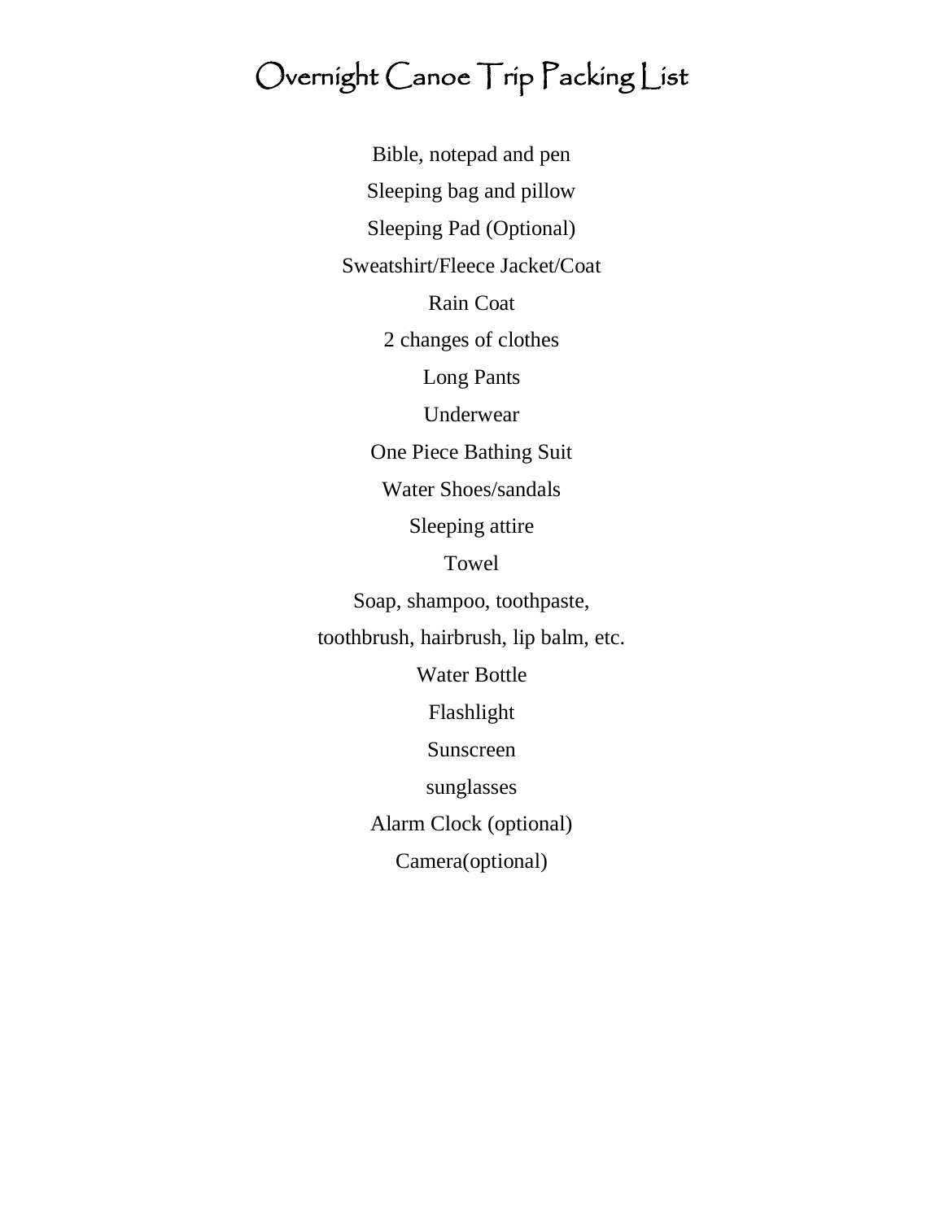# Overnight Canoe Trip Packing List

Bible, notepad and pen

Sleeping bag and pillow

Sleeping Pad (Optional)

Sweatshirt/Fleece Jacket/Coat

Rain Coat

2 changes of clothes

Long Pants

Underwear

One Piece Bathing Suit

Water Shoes/sandals

Sleeping attire

Towel

Soap, shampoo, toothpaste,

toothbrush, hairbrush, lip balm, etc.

Water Bottle

Flashlight

Sunscreen

sunglasses

Alarm Clock (optional)

Camera(optional)